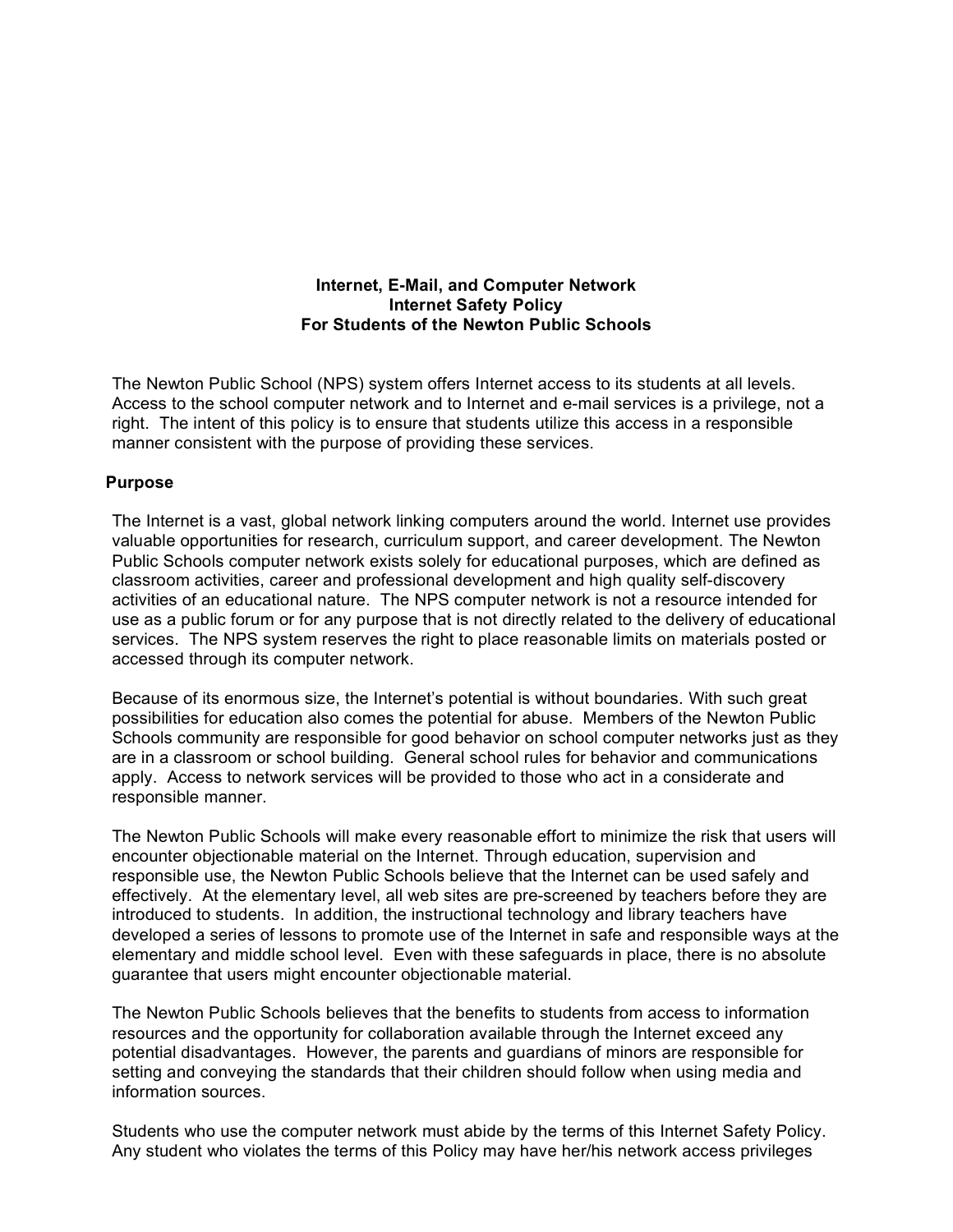# Internet, E-Mail, and Computer Network
# Internet Safety Policy
# For Students of the Newton Public Schools

The Newton Public School (NPS) system offers Internet access to its students at all levels. Access to the school computer network and to Internet and e-mail services is a privilege, not a right. The intent of this policy is to ensure that students utilize this access in a responsible manner consistent with the purpose of providing these services.

## Purpose

The Internet is a vast, global network linking computers around the world. Internet use provides valuable opportunities for research, curriculum support, and career development. The Newton Public Schools computer network exists solely for educational purposes, which are defined as classroom activities, career and professional development and high quality self-discovery activities of an educational nature. The NPS computer network is not a resource intended for use as a public forum or for any purpose that is not directly related to the delivery of educational services. The NPS system reserves the right to place reasonable limits on materials posted or accessed through its computer network.

Because of its enormous size, the Internet's potential is without boundaries. With such great possibilities for education also comes the potential for abuse. Members of the Newton Public Schools community are responsible for good behavior on school computer networks just as they are in a classroom or school building. General school rules for behavior and communications apply. Access to network services will be provided to those who act in a considerate and responsible manner.

The Newton Public Schools will make every reasonable effort to minimize the risk that users will encounter objectionable material on the Internet. Through education, supervision and responsible use, the Newton Public Schools believe that the Internet can be used safely and effectively. At the elementary level, all web sites are pre-screened by teachers before they are introduced to students. In addition, the instructional technology and library teachers have developed a series of lessons to promote use of the Internet in safe and responsible ways at the elementary and middle school level. Even with these safeguards in place, there is no absolute guarantee that users might encounter objectionable material.

The Newton Public Schools believes that the benefits to students from access to information resources and the opportunity for collaboration available through the Internet exceed any potential disadvantages. However, the parents and guardians of minors are responsible for setting and conveying the standards that their children should follow when using media and information sources.

Students who use the computer network must abide by the terms of this Internet Safety Policy. Any student who violates the terms of this Policy may have her/his network access privileges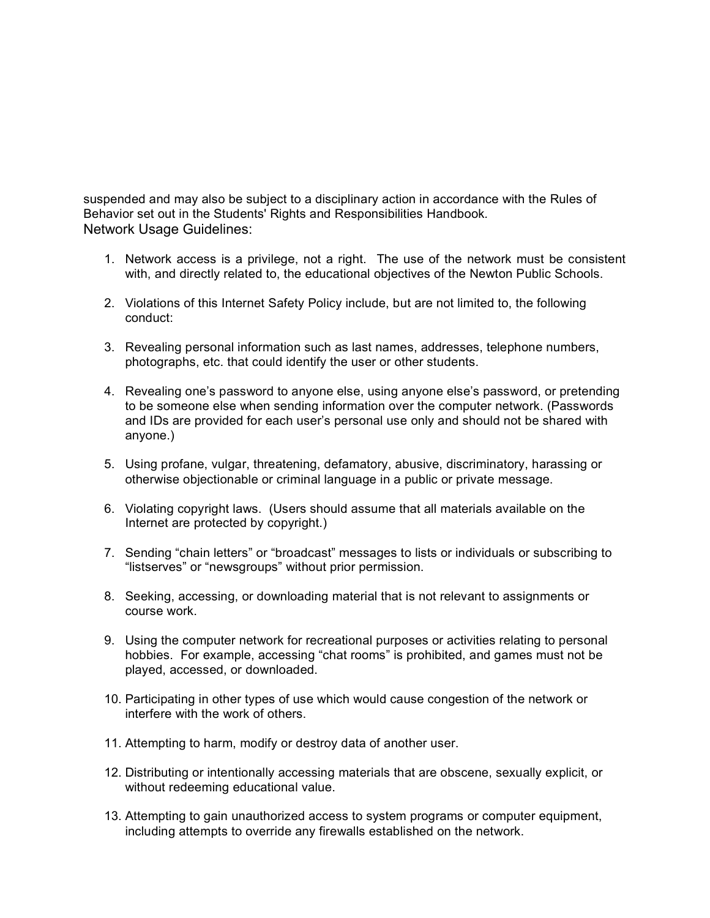suspended and may also be subject to a disciplinary action in accordance with the Rules of Behavior set out in the Students' Rights and Responsibilities Handbook.

Network Usage Guidelines:

1. Network access is a privilege, not a right. The use of the network must be consistent with, and directly related to, the educational objectives of the Newton Public Schools.

2. Violations of this Internet Safety Policy include, but are not limited to, the following conduct:

3. Revealing personal information such as last names, addresses, telephone numbers, photographs, etc. that could identify the user or other students.

4. Revealing one's password to anyone else, using anyone else's password, or pretending to be someone else when sending information over the computer network. (Passwords and IDs are provided for each user's personal use only and should not be shared with anyone.)

5. Using profane, vulgar, threatening, defamatory, abusive, discriminatory, harassing or otherwise objectionable or criminal language in a public or private message.

6. Violating copyright laws. (Users should assume that all materials available on the Internet are protected by copyright.)

7. Sending "chain letters" or "broadcast" messages to lists or individuals or subscribing to "listserves" or "newsgroups" without prior permission.

8. Seeking, accessing, or downloading material that is not relevant to assignments or course work.

9. Using the computer network for recreational purposes or activities relating to personal hobbies. For example, accessing "chat rooms" is prohibited, and games must not be played, accessed, or downloaded.

10. Participating in other types of use which would cause congestion of the network or interfere with the work of others.

11. Attempting to harm, modify or destroy data of another user.

12. Distributing or intentionally accessing materials that are obscene, sexually explicit, or without redeeming educational value.

13. Attempting to gain unauthorized access to system programs or computer equipment, including attempts to override any firewalls established on the network.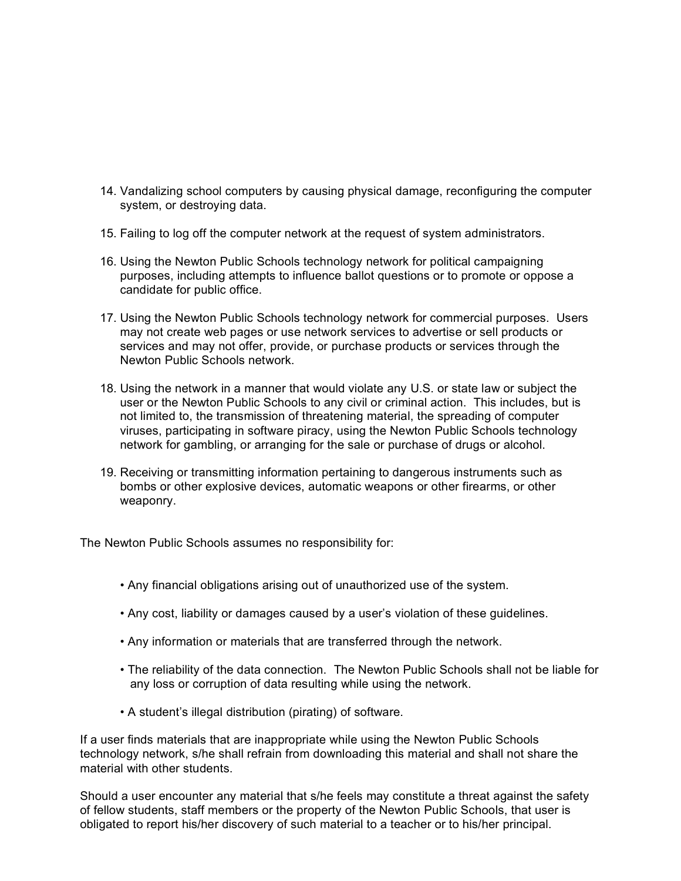14. Vandalizing school computers by causing physical damage, reconfiguring the computer system, or destroying data.

15. Failing to log off the computer network at the request of system administrators.

16. Using the Newton Public Schools technology network for political campaigning purposes, including attempts to influence ballot questions or to promote or oppose a candidate for public office.

17. Using the Newton Public Schools technology network for commercial purposes. Users may not create web pages or use network services to advertise or sell products or services and may not offer, provide, or purchase products or services through the Newton Public Schools network.

18. Using the network in a manner that would violate any U.S. or state law or subject the user or the Newton Public Schools to any civil or criminal action. This includes, but is not limited to, the transmission of threatening material, the spreading of computer viruses, participating in software piracy, using the Newton Public Schools technology network for gambling, or arranging for the sale or purchase of drugs or alcohol.

19. Receiving or transmitting information pertaining to dangerous instruments such as bombs or other explosive devices, automatic weapons or other firearms, or other weaponry.

The Newton Public Schools assumes no responsibility for:

- Any financial obligations arising out of unauthorized use of the system.
- Any cost, liability or damages caused by a user's violation of these guidelines.
- Any information or materials that are transferred through the network.
- The reliability of the data connection. The Newton Public Schools shall not be liable for any loss or corruption of data resulting while using the network.
- A student's illegal distribution (pirating) of software.

If a user finds materials that are inappropriate while using the Newton Public Schools technology network, s/he shall refrain from downloading this material and shall not share the material with other students.

Should a user encounter any material that s/he feels may constitute a threat against the safety of fellow students, staff members or the property of the Newton Public Schools, that user is obligated to report his/her discovery of such material to a teacher or to his/her principal.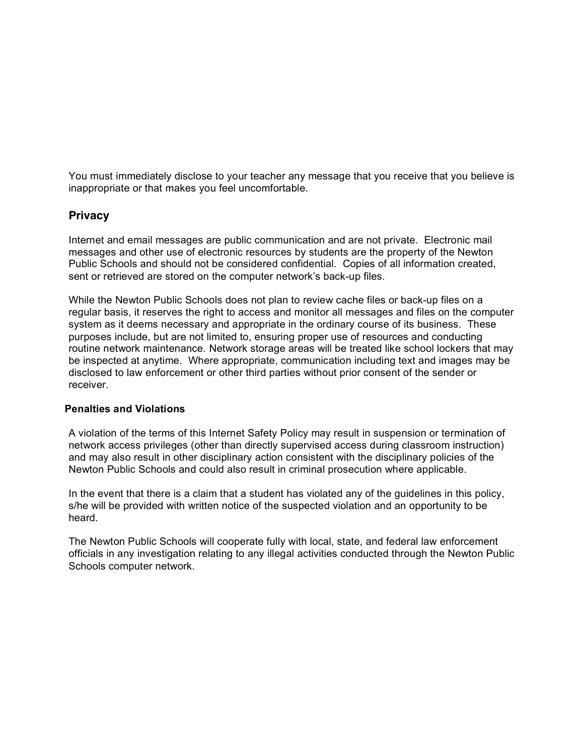You must immediately disclose to your teacher any message that you receive that you believe is inappropriate or that makes you feel uncomfortable.

## Privacy

Internet and email messages are public communication and are not private. Electronic mail messages and other use of electronic resources by students are the property of the Newton Public Schools and should not be considered confidential. Copies of all information created, sent or retrieved are stored on the computer network's back-up files.

While the Newton Public Schools does not plan to review cache files or back-up files on a regular basis, it reserves the right to access and monitor all messages and files on the computer system as it deems necessary and appropriate in the ordinary course of its business. These purposes include, but are not limited to, ensuring proper use of resources and conducting routine network maintenance. Network storage areas will be treated like school lockers that may be inspected at anytime. Where appropriate, communication including text and images may be disclosed to law enforcement or other third parties without prior consent of the sender or receiver.

### Penalties and Violations

A violation of the terms of this Internet Safety Policy may result in suspension or termination of network access privileges (other than directly supervised access during classroom instruction) and may also result in other disciplinary action consistent with the disciplinary policies of the Newton Public Schools and could also result in criminal prosecution where applicable.

In the event that there is a claim that a student has violated any of the guidelines in this policy, s/he will be provided with written notice of the suspected violation and an opportunity to be heard.

The Newton Public Schools will cooperate fully with local, state, and federal law enforcement officials in any investigation relating to any illegal activities conducted through the Newton Public Schools computer network.